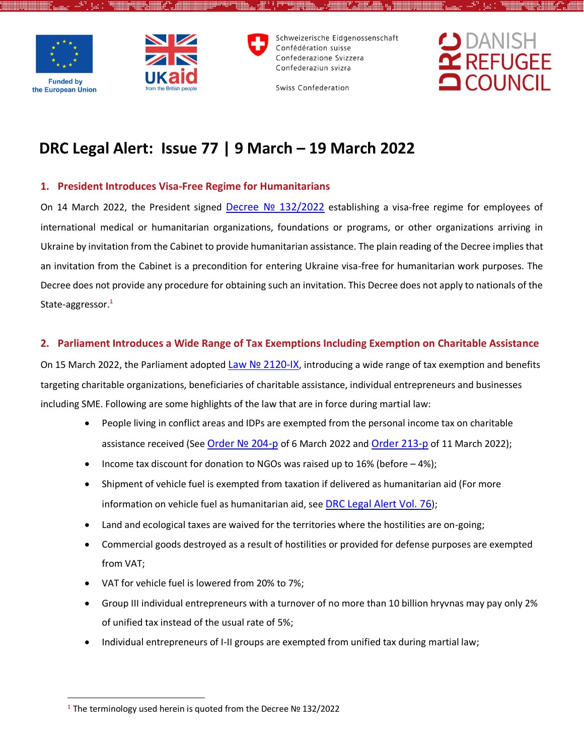# DRC Legal Alert: Issue 77 | 9 March – 19 March 2022

## 1. President Introduces Visa-Free Regime for Humanitarians

On 14 March 2022, the President signed [Decree № 132/2022](#) establishing a visa-free regime for employees of international medical or humanitarian organizations, foundations or programs, or other organizations arriving in Ukraine by invitation from the Cabinet to provide humanitarian assistance. The plain reading of the Decree implies that an invitation from the Cabinet is a precondition for entering Ukraine visa-free for humanitarian work purposes. The Decree does not provide any procedure for obtaining such an invitation. This Decree does not apply to nationals of the State-aggressor.[1]

## 2. Parliament Introduces a Wide Range of Tax Exemptions Including Exemption on Charitable Assistance

On 15 March 2022, the Parliament adopted [Law № 2120-IX](#), introducing a wide range of tax exemption and benefits targeting charitable organizations, beneficiaries of charitable assistance, individual entrepreneurs and businesses including SME. Following are some highlights of the law that are in force during martial law:

- People living in conflict areas and IDPs are exempted from the personal income tax on charitable assistance received (See [Order № 204-p](#) of 6 March 2022 and [Order 213-p](#) of 11 March 2022);
- Income tax discount for donation to NGOs was raised up to 16% (before – 4%);
- Shipment of vehicle fuel is exempted from taxation if delivered as humanitarian aid (For more information on vehicle fuel as humanitarian aid, see [DRC Legal Alert Vol. 76](#));
- Land and ecological taxes are waived for the territories where the hostilities are on-going;
- Commercial goods destroyed as a result of hostilities or provided for defense purposes are exempted from VAT;
- VAT for vehicle fuel is lowered from 20% to 7%;
- Group III individual entrepreneurs with a turnover of no more than 10 billion hryvnas may pay only 2% of unified tax instead of the usual rate of 5%;
- Individual entrepreneurs of I-II groups are exempted from unified tax during martial law;

---

[1] The terminology used herein is quoted from the Decree № 132/2022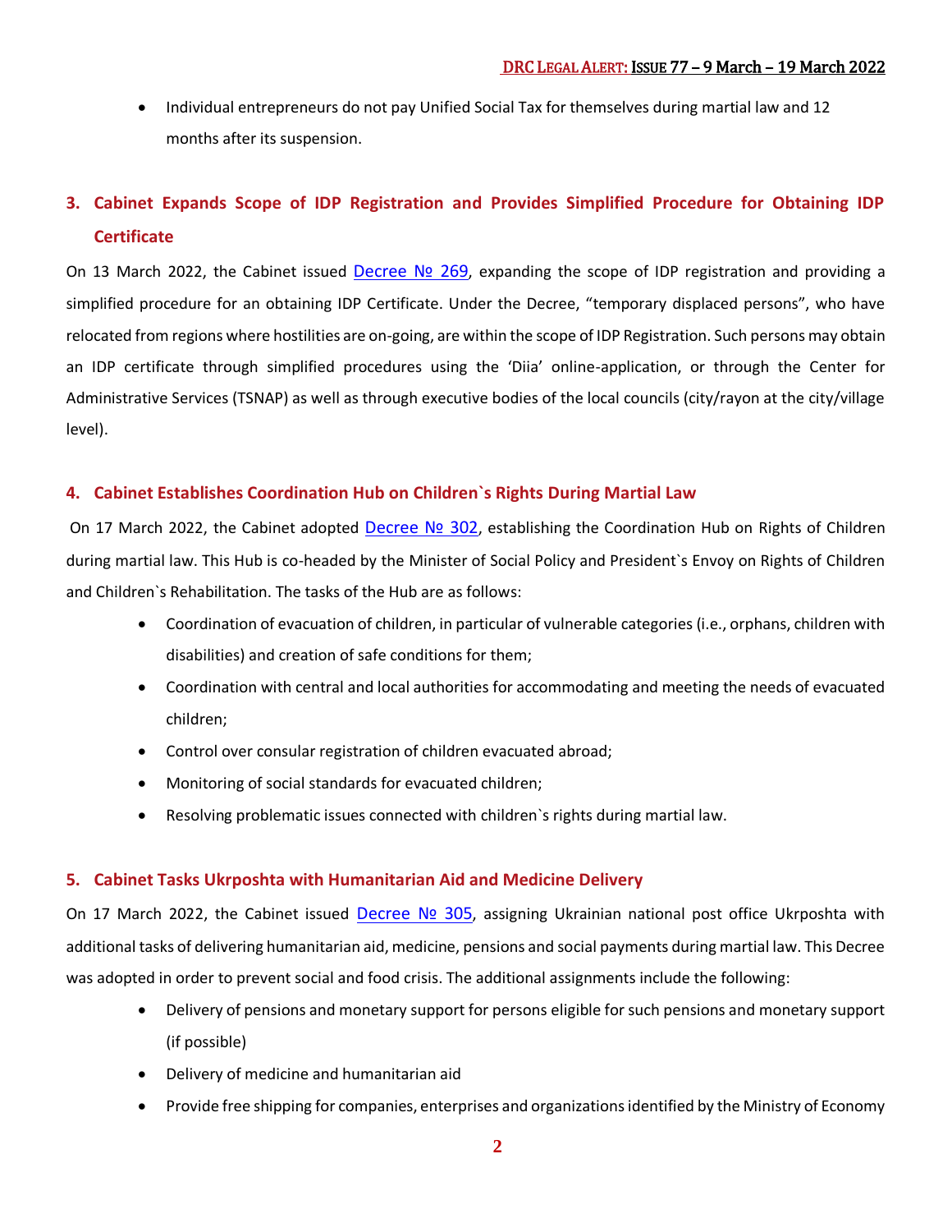- Individual entrepreneurs do not pay Unified Social Tax for themselves during martial law and 12 months after its suspension.

## 3. Cabinet Expands Scope of IDP Registration and Provides Simplified Procedure for Obtaining IDP Certificate

On 13 March 2022, the Cabinet issued Decree № 269, expanding the scope of IDP registration and providing a simplified procedure for an obtaining IDP Certificate. Under the Decree, "temporary displaced persons", who have relocated from regions where hostilities are on-going, are within the scope of IDP Registration. Such persons may obtain an IDP certificate through simplified procedures using the 'Diia' online-application, or through the Center for Administrative Services (TSNAP) as well as through executive bodies of the local councils (city/rayon at the city/village level).

## 4. Cabinet Establishes Coordination Hub on Children`s Rights During Martial Law

On 17 March 2022, the Cabinet adopted Decree № 302, establishing the Coordination Hub on Rights of Children during martial law. This Hub is co-headed by the Minister of Social Policy and President`s Envoy on Rights of Children and Children`s Rehabilitation. The tasks of the Hub are as follows:

- Coordination of evacuation of children, in particular of vulnerable categories (i.e., orphans, children with disabilities) and creation of safe conditions for them;
- Coordination with central and local authorities for accommodating and meeting the needs of evacuated children;
- Control over consular registration of children evacuated abroad;
- Monitoring of social standards for evacuated children;
- Resolving problematic issues connected with children`s rights during martial law.

## 5. Cabinet Tasks Ukrposhta with Humanitarian Aid and Medicine Delivery

On 17 March 2022, the Cabinet issued Decree № 305, assigning Ukrainian national post office Ukrposhta with additional tasks of delivering humanitarian aid, medicine, pensions and social payments during martial law. This Decree was adopted in order to prevent social and food crisis. The additional assignments include the following:

- Delivery of pensions and monetary support for persons eligible for such pensions and monetary support (if possible)
- Delivery of medicine and humanitarian aid
- Provide free shipping for companies, enterprises and organizations identified by the Ministry of Economy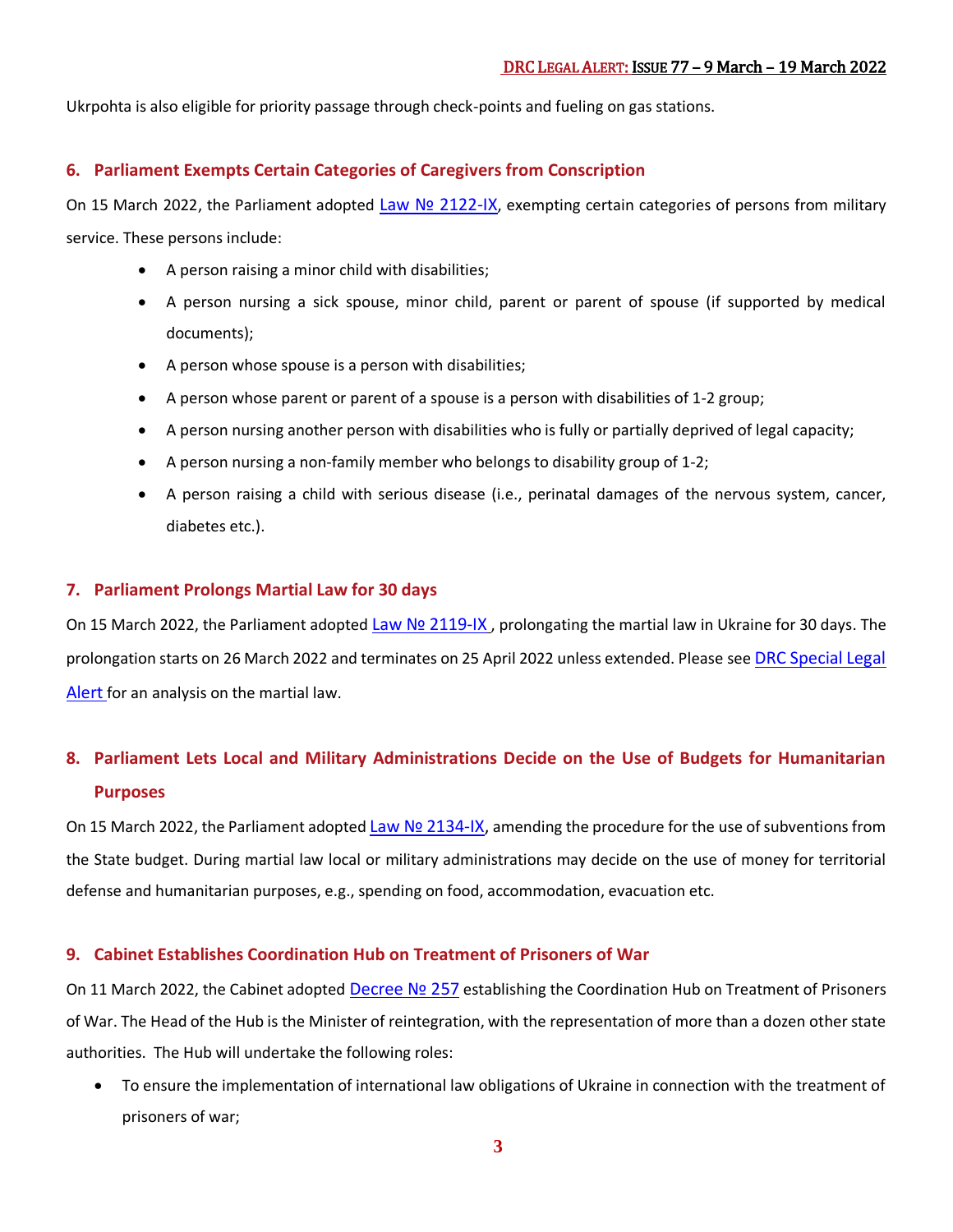Ukrpohta is also eligible for priority passage through check-points and fueling on gas stations.

## 6. Parliament Exempts Certain Categories of Caregivers from Conscription

On 15 March 2022, the Parliament adopted [Law № 2122-IX](), exempting certain categories of persons from military service. These persons include:

- A person raising a minor child with disabilities;
- A person nursing a sick spouse, minor child, parent or parent of spouse (if supported by medical documents);
- A person whose spouse is a person with disabilities;
- A person whose parent or parent of a spouse is a person with disabilities of 1-2 group;
- A person nursing another person with disabilities who is fully or partially deprived of legal capacity;
- A person nursing a non-family member who belongs to disability group of 1-2;
- A person raising a child with serious disease (i.e., perinatal damages of the nervous system, cancer, diabetes etc.).

## 7. Parliament Prolongs Martial Law for 30 days

On 15 March 2022, the Parliament adopted [Law № 2119-IX](), prolongating the martial law in Ukraine for 30 days. The prolongation starts on 26 March 2022 and terminates on 25 April 2022 unless extended. Please see [DRC Special Legal Alert]() for an analysis on the martial law.

## 8. Parliament Lets Local and Military Administrations Decide on the Use of Budgets for Humanitarian Purposes

On 15 March 2022, the Parliament adopted [Law № 2134-IX](), amending the procedure for the use of subventions from the State budget. During martial law local or military administrations may decide on the use of money for territorial defense and humanitarian purposes, e.g., spending on food, accommodation, evacuation etc.

## 9. Cabinet Establishes Coordination Hub on Treatment of Prisoners of War

On 11 March 2022, the Cabinet adopted [Decree № 257]() establishing the Coordination Hub on Treatment of Prisoners of War. The Head of the Hub is the Minister of reintegration, with the representation of more than a dozen other state authorities. The Hub will undertake the following roles:

- To ensure the implementation of international law obligations of Ukraine in connection with the treatment of prisoners of war;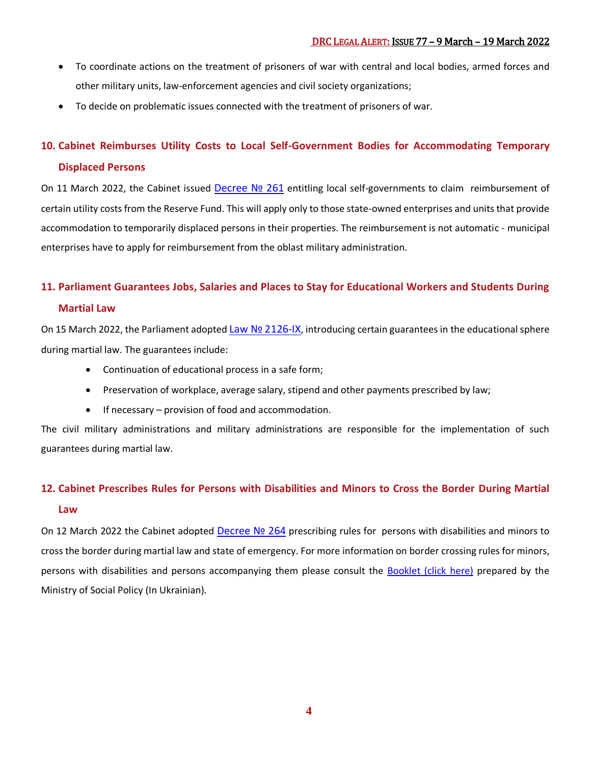- To coordinate actions on the treatment of prisoners of war with central and local bodies, armed forces and other military units, law-enforcement agencies and civil society organizations;
- To decide on problematic issues connected with the treatment of prisoners of war.

## 10. Cabinet Reimburses Utility Costs to Local Self-Government Bodies for Accommodating Temporary Displaced Persons

On 11 March 2022, the Cabinet issued Decree № 261 entitling local self-governments to claim reimbursement of certain utility costs from the Reserve Fund. This will apply only to those state-owned enterprises and units that provide accommodation to temporarily displaced persons in their properties. The reimbursement is not automatic - municipal enterprises have to apply for reimbursement from the oblast military administration.

## 11. Parliament Guarantees Jobs, Salaries and Places to Stay for Educational Workers and Students During Martial Law

On 15 March 2022, the Parliament adopted Law № 2126-IX, introducing certain guarantees in the educational sphere during martial law. The guarantees include:

- Continuation of educational process in a safe form;
- Preservation of workplace, average salary, stipend and other payments prescribed by law;
- If necessary – provision of food and accommodation.

The civil military administrations and military administrations are responsible for the implementation of such guarantees during martial law.

## 12. Cabinet Prescribes Rules for Persons with Disabilities and Minors to Cross the Border During Martial Law

On 12 March 2022 the Cabinet adopted Decree № 264 prescribing rules for persons with disabilities and minors to cross the border during martial law and state of emergency. For more information on border crossing rules for minors, persons with disabilities and persons accompanying them please consult the Booklet (click here) prepared by the Ministry of Social Policy (In Ukrainian).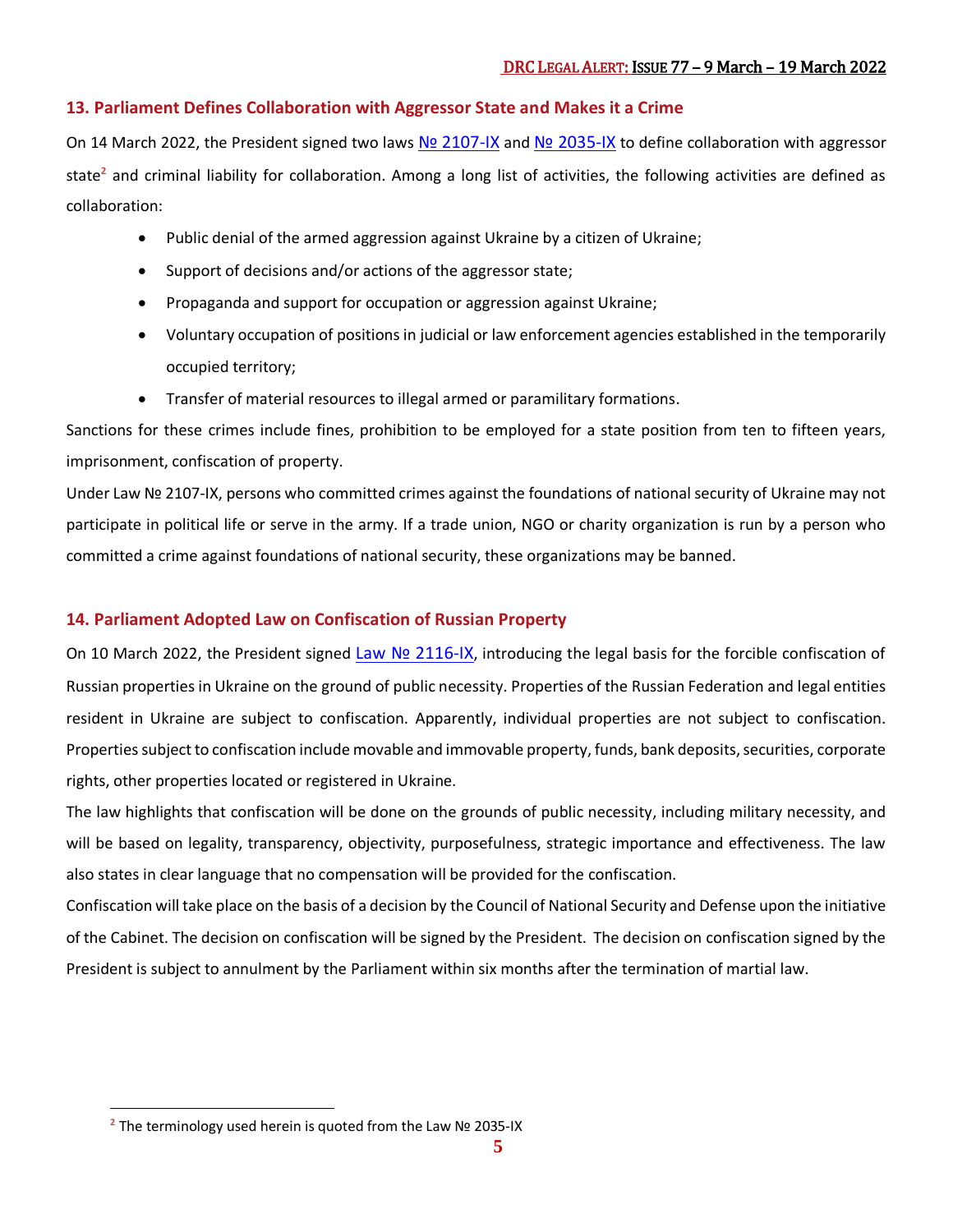## 13. Parliament Defines Collaboration with Aggressor State and Makes it a Crime

On 14 March 2022, the President signed two laws [№ 2107-IX](#) and [№ 2035-IX](#) to define collaboration with aggressor state[2] and criminal liability for collaboration. Among a long list of activities, the following activities are defined as collaboration:

- Public denial of the armed aggression against Ukraine by a citizen of Ukraine;
- Support of decisions and/or actions of the aggressor state;
- Propaganda and support for occupation or aggression against Ukraine;
- Voluntary occupation of positions in judicial or law enforcement agencies established in the temporarily occupied territory;
- Transfer of material resources to illegal armed or paramilitary formations.

Sanctions for these crimes include fines, prohibition to be employed for a state position from ten to fifteen years, imprisonment, confiscation of property.

Under Law № 2107-IX, persons who committed crimes against the foundations of national security of Ukraine may not participate in political life or serve in the army. If a trade union, NGO or charity organization is run by a person who committed a crime against foundations of national security, these organizations may be banned.

## 14. Parliament Adopted Law on Confiscation of Russian Property

On 10 March 2022, the President signed [Law № 2116-IX](#), introducing the legal basis for the forcible confiscation of Russian properties in Ukraine on the ground of public necessity. Properties of the Russian Federation and legal entities resident in Ukraine are subject to confiscation. Apparently, individual properties are not subject to confiscation. Properties subject to confiscation include movable and immovable property, funds, bank deposits, securities, corporate rights, other properties located or registered in Ukraine.

The law highlights that confiscation will be done on the grounds of public necessity, including military necessity, and will be based on legality, transparency, objectivity, purposefulness, strategic importance and effectiveness. The law also states in clear language that no compensation will be provided for the confiscation.

Confiscation will take place on the basis of a decision by the Council of National Security and Defense upon the initiative of the Cabinet. The decision on confiscation will be signed by the President. The decision on confiscation signed by the President is subject to annulment by the Parliament within six months after the termination of martial law.

---

[2] The terminology used herein is quoted from the Law № 2035-IX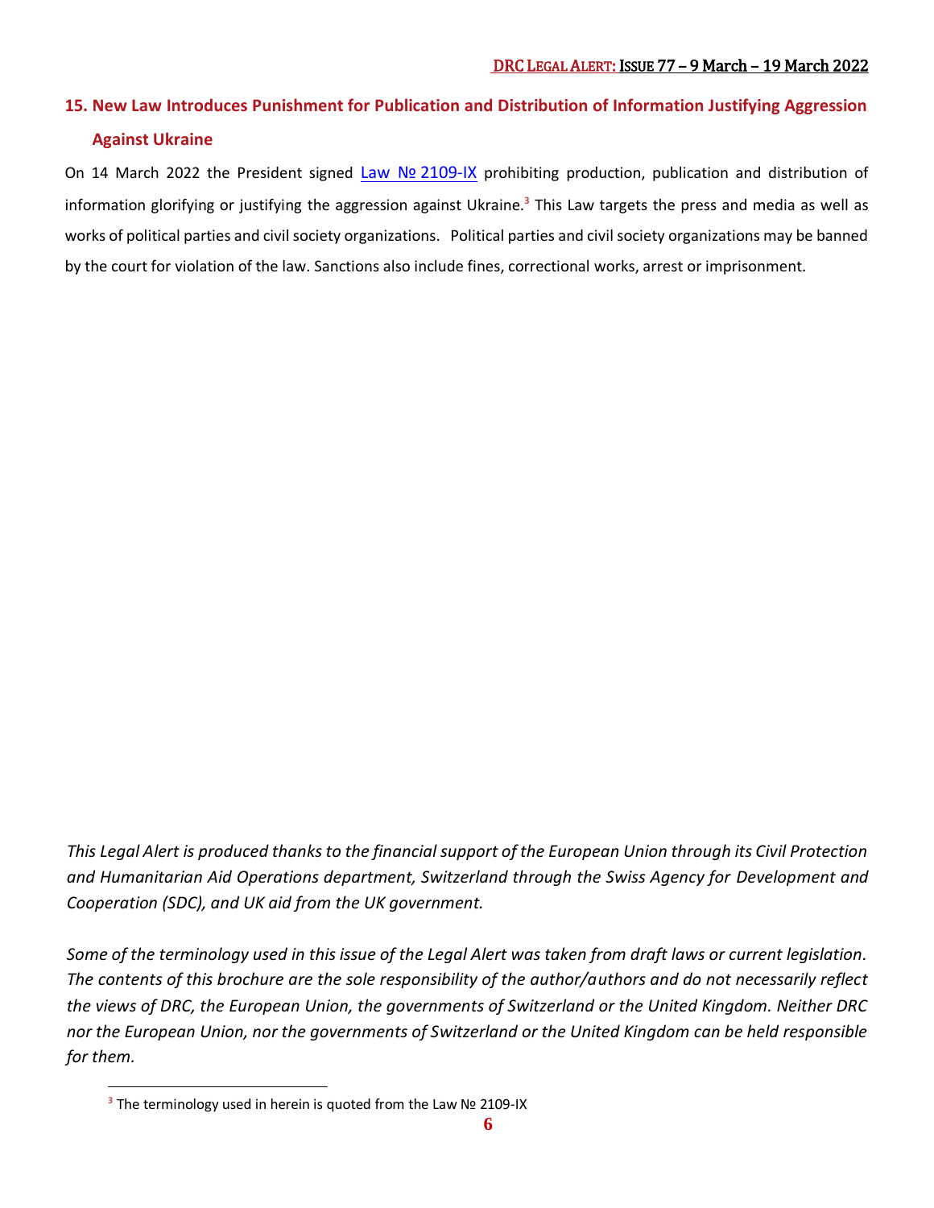## 15. New Law Introduces Punishment for Publication and Distribution of Information Justifying Aggression Against Ukraine

On 14 March 2022 the President signed Law № 2109-IX prohibiting production, publication and distribution of information glorifying or justifying the aggression against Ukraine.[3] This Law targets the press and media as well as works of political parties and civil society organizations. Political parties and civil society organizations may be banned by the court for violation of the law. Sanctions also include fines, correctional works, arrest or imprisonment.

*This Legal Alert is produced thanks to the financial support of the European Union through its Civil Protection and Humanitarian Aid Operations department, Switzerland through the Swiss Agency for Development and Cooperation (SDC), and UK aid from the UK government.*

*Some of the terminology used in this issue of the Legal Alert was taken from draft laws or current legislation. The contents of this brochure are the sole responsibility of the author/authors and do not necessarily reflect the views of DRC, the European Union, the governments of Switzerland or the United Kingdom. Neither DRC nor the European Union, nor the governments of Switzerland or the United Kingdom can be held responsible for them.*

[3] The terminology used in herein is quoted from the Law № 2109-IX